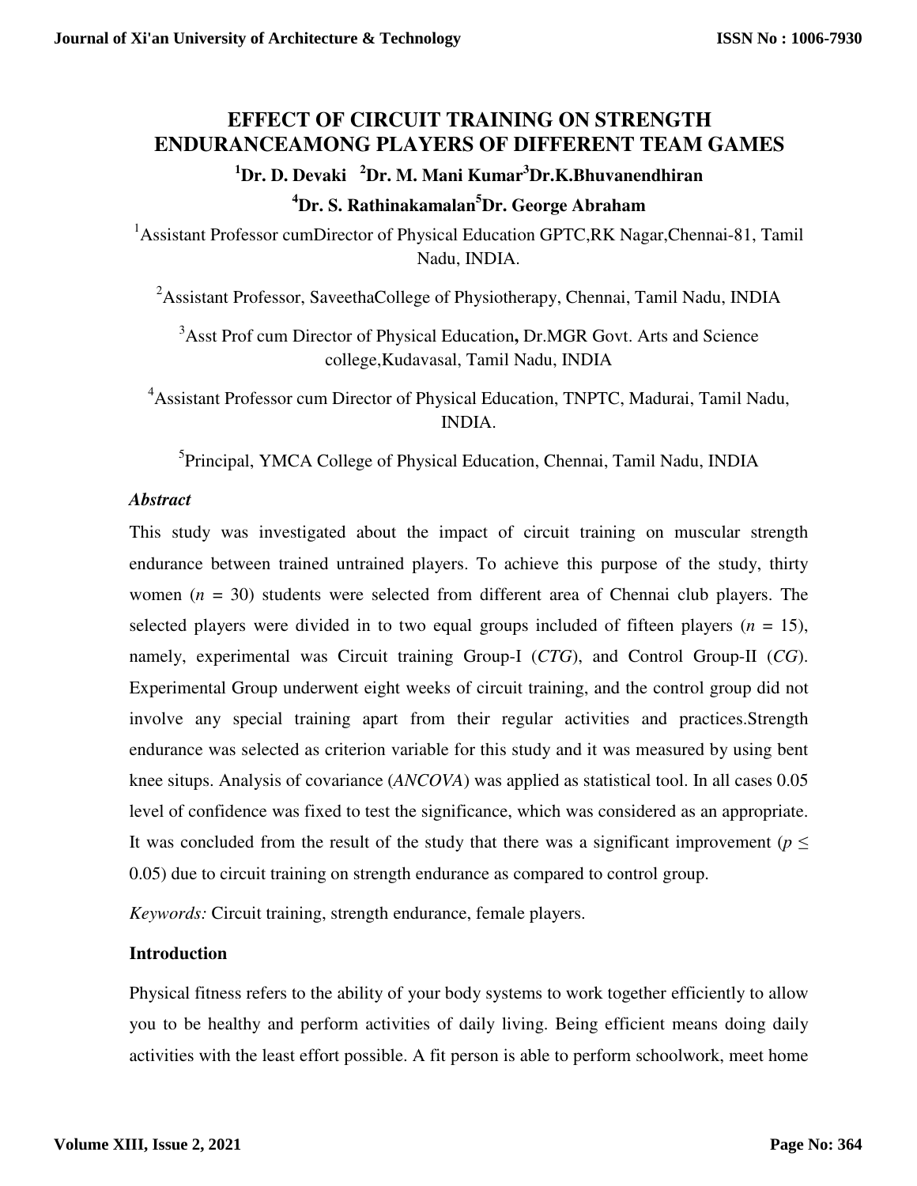# EFFECT OF CIRCUIT TRAINING ON STRENGTH ENDURANCEAMONG PLAYERS OF DIFFERENT TEAM GAMES

**[1]Dr. D. Devaki [2]Dr. M. Mani Kumar[3]Dr.K.Bhuvanendhiran**

**[4]Dr. S. Rathinakamalan[5]Dr. George Abraham**

[1]Assistant Professor cumDirector of Physical Education GPTC,RK Nagar,Chennai-81, Tamil Nadu, INDIA.

[2]Assistant Professor, SaveethaCollege of Physiotherapy, Chennai, Tamil Nadu, INDIA

[3]Asst Prof cum Director of Physical Education**,** Dr.MGR Govt. Arts and Science college,Kudavasal, Tamil Nadu, INDIA

[4]Assistant Professor cum Director of Physical Education, TNPTC, Madurai, Tamil Nadu, INDIA.

[5]Principal, YMCA College of Physical Education, Chennai, Tamil Nadu, INDIA

***Abstract***

This study was investigated about the impact of circuit training on muscular strength endurance between trained untrained players. To achieve this purpose of the study, thirty women ($n$ = 30) students were selected from different area of Chennai club players. The selected players were divided in to two equal groups included of fifteen players ($n$ = 15), namely, experimental was Circuit training Group-I (*CTG*), and Control Group-II (*CG*). Experimental Group underwent eight weeks of circuit training, and the control group did not involve any special training apart from their regular activities and practices.Strength endurance was selected as criterion variable for this study and it was measured by using bent knee situps. Analysis of covariance (*ANCOVA*) was applied as statistical tool. In all cases 0.05 level of confidence was fixed to test the significance, which was considered as an appropriate. It was concluded from the result of the study that there was a significant improvement ($p \leq$ 0.05) due to circuit training on strength endurance as compared to control group.

*Keywords:* Circuit training, strength endurance, female players.

## Introduction

Physical fitness refers to the ability of your body systems to work together efficiently to allow you to be healthy and perform activities of daily living. Being efficient means doing daily activities with the least effort possible. A fit person is able to perform schoolwork, meet home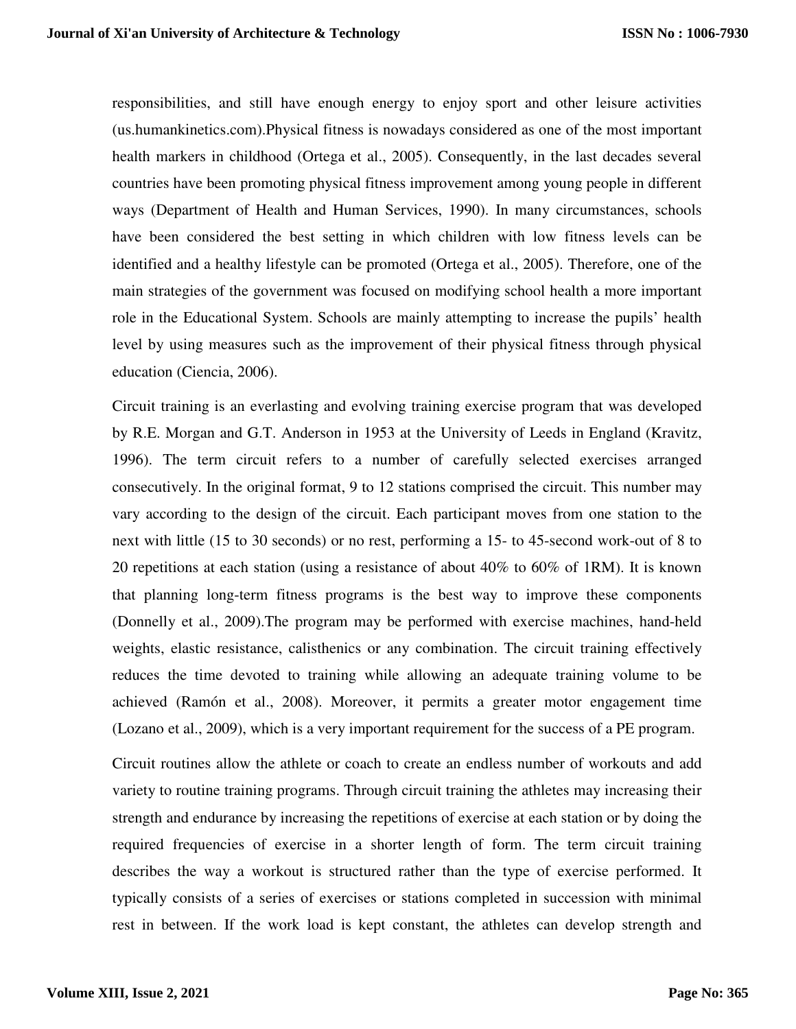responsibilities, and still have enough energy to enjoy sport and other leisure activities (us.humankinetics.com).Physical fitness is nowadays considered as one of the most important health markers in childhood (Ortega et al., 2005). Consequently, in the last decades several countries have been promoting physical fitness improvement among young people in different ways (Department of Health and Human Services, 1990). In many circumstances, schools have been considered the best setting in which children with low fitness levels can be identified and a healthy lifestyle can be promoted (Ortega et al., 2005). Therefore, one of the main strategies of the government was focused on modifying school health a more important role in the Educational System. Schools are mainly attempting to increase the pupils' health level by using measures such as the improvement of their physical fitness through physical education (Ciencia, 2006).

Circuit training is an everlasting and evolving training exercise program that was developed by R.E. Morgan and G.T. Anderson in 1953 at the University of Leeds in England (Kravitz, 1996). The term circuit refers to a number of carefully selected exercises arranged consecutively. In the original format, 9 to 12 stations comprised the circuit. This number may vary according to the design of the circuit. Each participant moves from one station to the next with little (15 to 30 seconds) or no rest, performing a 15- to 45-second work-out of 8 to 20 repetitions at each station (using a resistance of about 40% to 60% of 1RM). It is known that planning long-term fitness programs is the best way to improve these components (Donnelly et al., 2009).The program may be performed with exercise machines, hand-held weights, elastic resistance, calisthenics or any combination. The circuit training effectively reduces the time devoted to training while allowing an adequate training volume to be achieved (Ramón et al., 2008). Moreover, it permits a greater motor engagement time (Lozano et al., 2009), which is a very important requirement for the success of a PE program.

Circuit routines allow the athlete or coach to create an endless number of workouts and add variety to routine training programs. Through circuit training the athletes may increasing their strength and endurance by increasing the repetitions of exercise at each station or by doing the required frequencies of exercise in a shorter length of form. The term circuit training describes the way a workout is structured rather than the type of exercise performed. It typically consists of a series of exercises or stations completed in succession with minimal rest in between. If the work load is kept constant, the athletes can develop strength and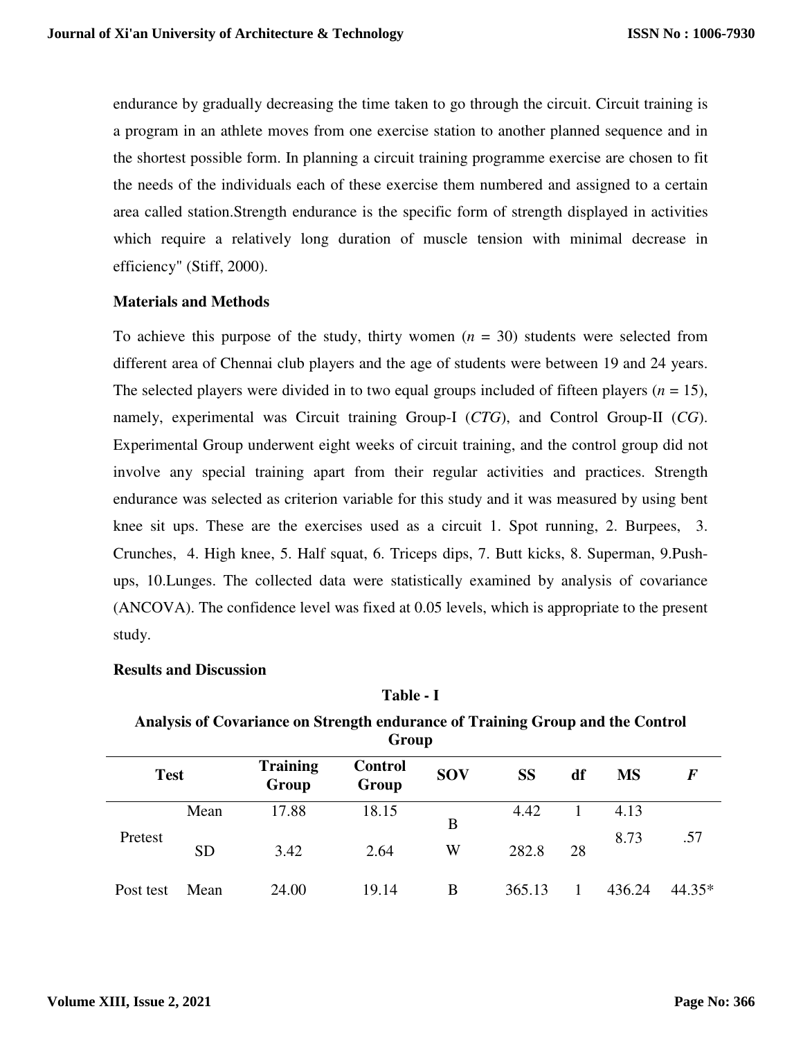endurance by gradually decreasing the time taken to go through the circuit. Circuit training is a program in an athlete moves from one exercise station to another planned sequence and in the shortest possible form. In planning a circuit training programme exercise are chosen to fit the needs of the individuals each of these exercise them numbered and assigned to a certain area called station.Strength endurance is the specific form of strength displayed in activities which require a relatively long duration of muscle tension with minimal decrease in efficiency" (Stiff, 2000).

## Materials and Methods

To achieve this purpose of the study, thirty women ($n$ = 30) students were selected from different area of Chennai club players and the age of students were between 19 and 24 years. The selected players were divided in to two equal groups included of fifteen players ($n$ = 15), namely, experimental was Circuit training Group-I (*CTG*), and Control Group-II (*CG*). Experimental Group underwent eight weeks of circuit training, and the control group did not involve any special training apart from their regular activities and practices. Strength endurance was selected as criterion variable for this study and it was measured by using bent knee sit ups. These are the exercises used as a circuit 1. Spot running, 2. Burpees, 3. Crunches, 4. High knee, 5. Half squat, 6. Triceps dips, 7. Butt kicks, 8. Superman, 9.Push-ups, 10.Lunges. The collected data were statistically examined by analysis of covariance (ANCOVA). The confidence level was fixed at 0.05 levels, which is appropriate to the present study.

## Results and Discussion

**Table - I**

**Analysis of Covariance on Strength endurance of Training Group and the Control Group**

| Test | | Training Group | Control Group | SOV | SS | df | MS | *F* |
|---|---|---|---|---|---|---|---|---|
| Pretest | Mean | 17.88 | 18.15 | B | 4.42 | 1 | 4.13 | .57 |
| | SD | 3.42 | 2.64 | W | 282.8 | 28 | 8.73 | |
| Post test | Mean | 24.00 | 19.14 | B | 365.13 | 1 | 436.24 | 44.35* |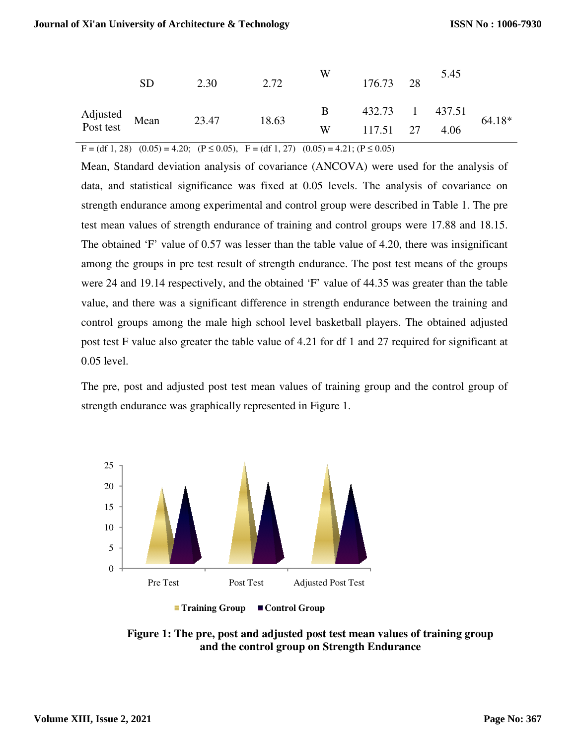| | | | | | | | | |
|---|---|---|---|---|---|---|---|---|
| | SD | 2.30 | 2.72 | W | 176.73 | 28 | 5.45 | |
| Adjusted Post test | Mean | 23.47 | 18.63 | B | 432.73 | 1 | 437.51 | 64.18* |
| | | | | W | 117.51 | 27 | 4.06 | |

F = (df 1, 28) (0.05) = 4.20; (P ≤ 0.05), F = (df 1, 27) (0.05) = 4.21; (P ≤ 0.05)

Mean, Standard deviation analysis of covariance (ANCOVA) were used for the analysis of data, and statistical significance was fixed at 0.05 levels. The analysis of covariance on strength endurance among experimental and control group were described in Table 1. The pre test mean values of strength endurance of training and control groups were 17.88 and 18.15. The obtained 'F' value of 0.57 was lesser than the table value of 4.20, there was insignificant among the groups in pre test result of strength endurance. The post test means of the groups were 24 and 19.14 respectively, and the obtained 'F' value of 44.35 was greater than the table value, and there was a significant difference in strength endurance between the training and control groups among the male high school level basketball players. The obtained adjusted post test F value also greater the table value of 4.21 for df 1 and 27 required for significant at 0.05 level.

The pre, post and adjusted post test mean values of training group and the control group of strength endurance was graphically represented in Figure 1.

**Figure 1: The pre, post and adjusted post test mean values of training group and the control group on Strength Endurance**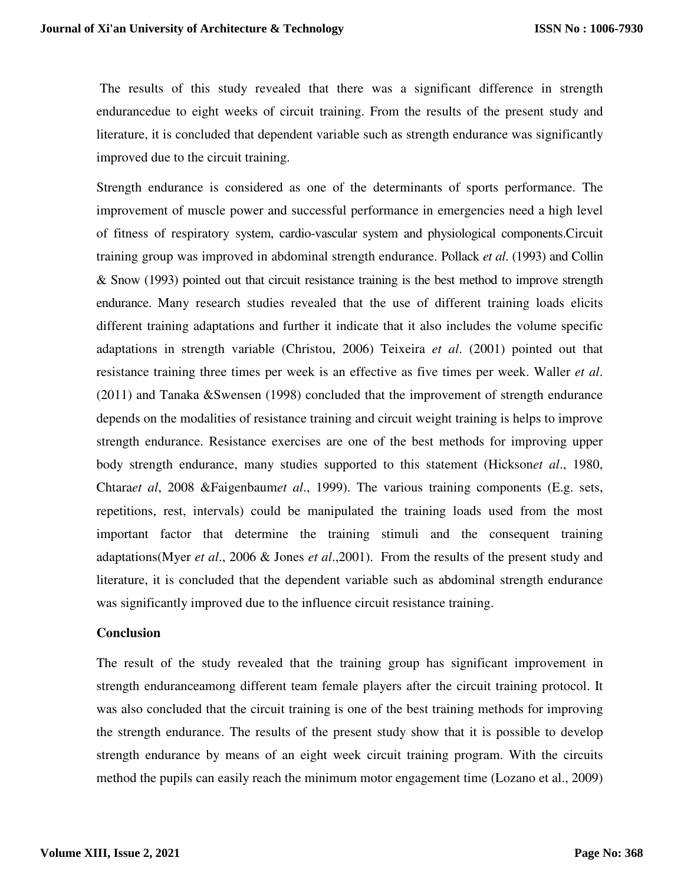The results of this study revealed that there was a significant difference in strength endurancedue to eight weeks of circuit training. From the results of the present study and literature, it is concluded that dependent variable such as strength endurance was significantly improved due to the circuit training.

Strength endurance is considered as one of the determinants of sports performance. The improvement of muscle power and successful performance in emergencies need a high level of fitness of respiratory system, cardio-vascular system and physiological components.Circuit training group was improved in abdominal strength endurance. Pollack *et al*. (1993) and Collin & Snow (1993) pointed out that circuit resistance training is the best method to improve strength endurance. Many research studies revealed that the use of different training loads elicits different training adaptations and further it indicate that it also includes the volume specific adaptations in strength variable (Christou, 2006) Teixeira *et al*. (2001) pointed out that resistance training three times per week is an effective as five times per week. Waller *et al*. (2011) and Tanaka &Swensen (1998) concluded that the improvement of strength endurance depends on the modalities of resistance training and circuit weight training is helps to improve strength endurance. Resistance exercises are one of the best methods for improving upper body strength endurance, many studies supported to this statement (Hickson*et al*., 1980, Chtara*et al*, 2008 &Faigenbaum*et al*., 1999). The various training components (E.g. sets, repetitions, rest, intervals) could be manipulated the training loads used from the most important factor that determine the training stimuli and the consequent training adaptations(Myer *et al*., 2006 & Jones *et al*.,2001). From the results of the present study and literature, it is concluded that the dependent variable such as abdominal strength endurance was significantly improved due to the influence circuit resistance training.

## Conclusion

The result of the study revealed that the training group has significant improvement in strength enduranceamong different team female players after the circuit training protocol. It was also concluded that the circuit training is one of the best training methods for improving the strength endurance. The results of the present study show that it is possible to develop strength endurance by means of an eight week circuit training program. With the circuits method the pupils can easily reach the minimum motor engagement time (Lozano et al., 2009)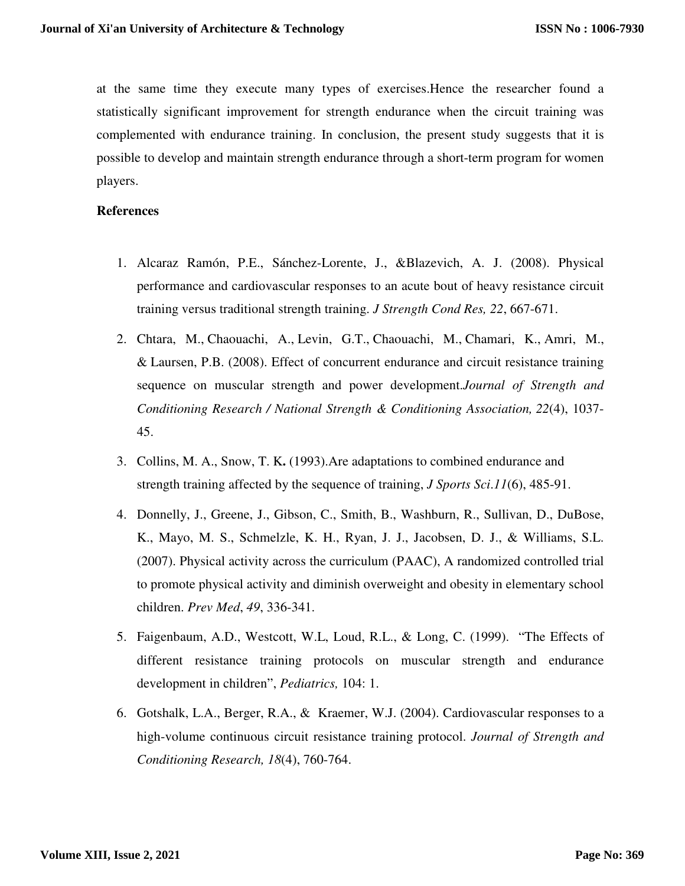at the same time they execute many types of exercises.Hence the researcher found a statistically significant improvement for strength endurance when the circuit training was complemented with endurance training. In conclusion, the present study suggests that it is possible to develop and maintain strength endurance through a short-term program for women players.

**References**

1. Alcaraz Ramón, P.E., Sánchez-Lorente, J., &Blazevich, A. J. (2008). Physical performance and cardiovascular responses to an acute bout of heavy resistance circuit training versus traditional strength training. *J Strength Cond Res, 22*, 667-671.
2. Chtara, M., Chaouachi, A., Levin, G.T., Chaouachi, M., Chamari, K., Amri, M., & Laursen, P.B. (2008). Effect of concurrent endurance and circuit resistance training sequence on muscular strength and power development.*Journal of Strength and Conditioning Research / National Strength & Conditioning Association, 22*(4), 1037-45.
3. Collins, M. A., Snow, T. K**.** (1993).Are adaptations to combined endurance and strength training affected by the sequence of training, *J Sports Sci.11*(6), 485-91.
4. Donnelly, J., Greene, J., Gibson, C., Smith, B., Washburn, R., Sullivan, D., DuBose, K., Mayo, M. S., Schmelzle, K. H., Ryan, J. J., Jacobsen, D. J., & Williams, S.L. (2007). Physical activity across the curriculum (PAAC), A randomized controlled trial to promote physical activity and diminish overweight and obesity in elementary school children. *Prev Med*, *49*, 336-341.
5. Faigenbaum, A.D., Westcott, W.L, Loud, R.L., & Long, C. (1999). "The Effects of different resistance training protocols on muscular strength and endurance development in children", *Pediatrics,* 104: 1.
6. Gotshalk, L.A., Berger, R.A., & Kraemer, W.J. (2004). Cardiovascular responses to a high-volume continuous circuit resistance training protocol. *Journal of Strength and Conditioning Research, 18*(4), 760-764.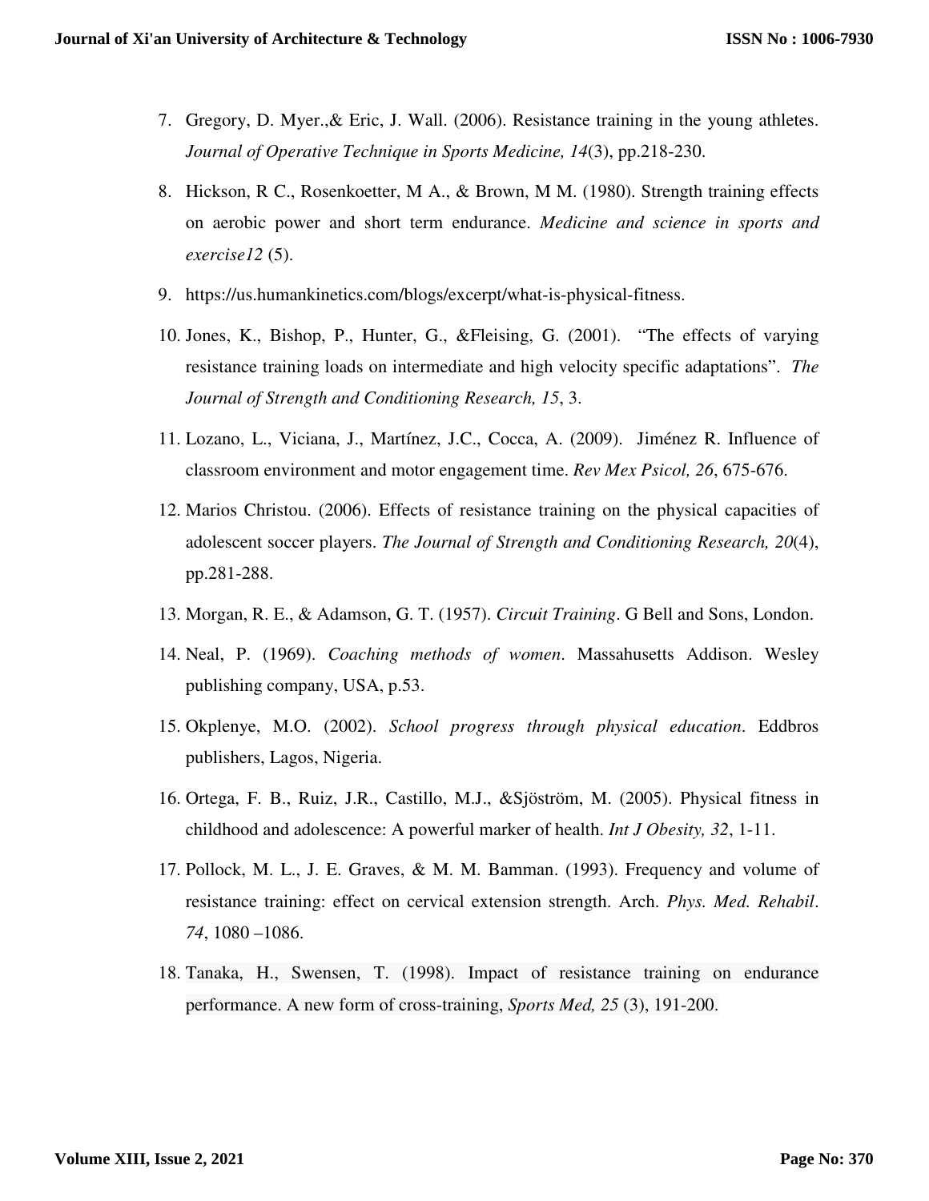7. Gregory, D. Myer.,& Eric, J. Wall. (2006). Resistance training in the young athletes. *Journal of Operative Technique in Sports Medicine, 14*(3), pp.218-230.

8. Hickson, R C., Rosenkoetter, M A., & Brown, M M. (1980). Strength training effects on aerobic power and short term endurance. *Medicine and science in sports and exercise12* (5).

9. https://us.humankinetics.com/blogs/excerpt/what-is-physical-fitness.

10. Jones, K., Bishop, P., Hunter, G., &Fleising, G. (2001). "The effects of varying resistance training loads on intermediate and high velocity specific adaptations". *The Journal of Strength and Conditioning Research, 15*, 3.

11. Lozano, L., Viciana, J., Martínez, J.C., Cocca, A. (2009). Jiménez R. Influence of classroom environment and motor engagement time. *Rev Mex Psicol, 26*, 675-676.

12. Marios Christou. (2006). Effects of resistance training on the physical capacities of adolescent soccer players. *The Journal of Strength and Conditioning Research, 20*(4), pp.281-288.

13. Morgan, R. E., & Adamson, G. T. (1957). *Circuit Training*. G Bell and Sons, London.

14. Neal, P. (1969). *Coaching methods of women*. Massahusetts Addison. Wesley publishing company, USA, p.53.

15. Okplenye, M.O. (2002). *School progress through physical education*. Eddbros publishers, Lagos, Nigeria.

16. Ortega, F. B., Ruiz, J.R., Castillo, M.J., &Sjöström, M. (2005). Physical fitness in childhood and adolescence: A powerful marker of health. *Int J Obesity, 32*, 1-11.

17. Pollock, M. L., J. E. Graves, & M. M. Bamman. (1993). Frequency and volume of resistance training: effect on cervical extension strength. Arch. *Phys. Med. Rehabil*. *74*, 1080 –1086.

18. Tanaka, H., Swensen, T. (1998). Impact of resistance training on endurance performance. A new form of cross-training, *Sports Med, 25* (3), 191-200.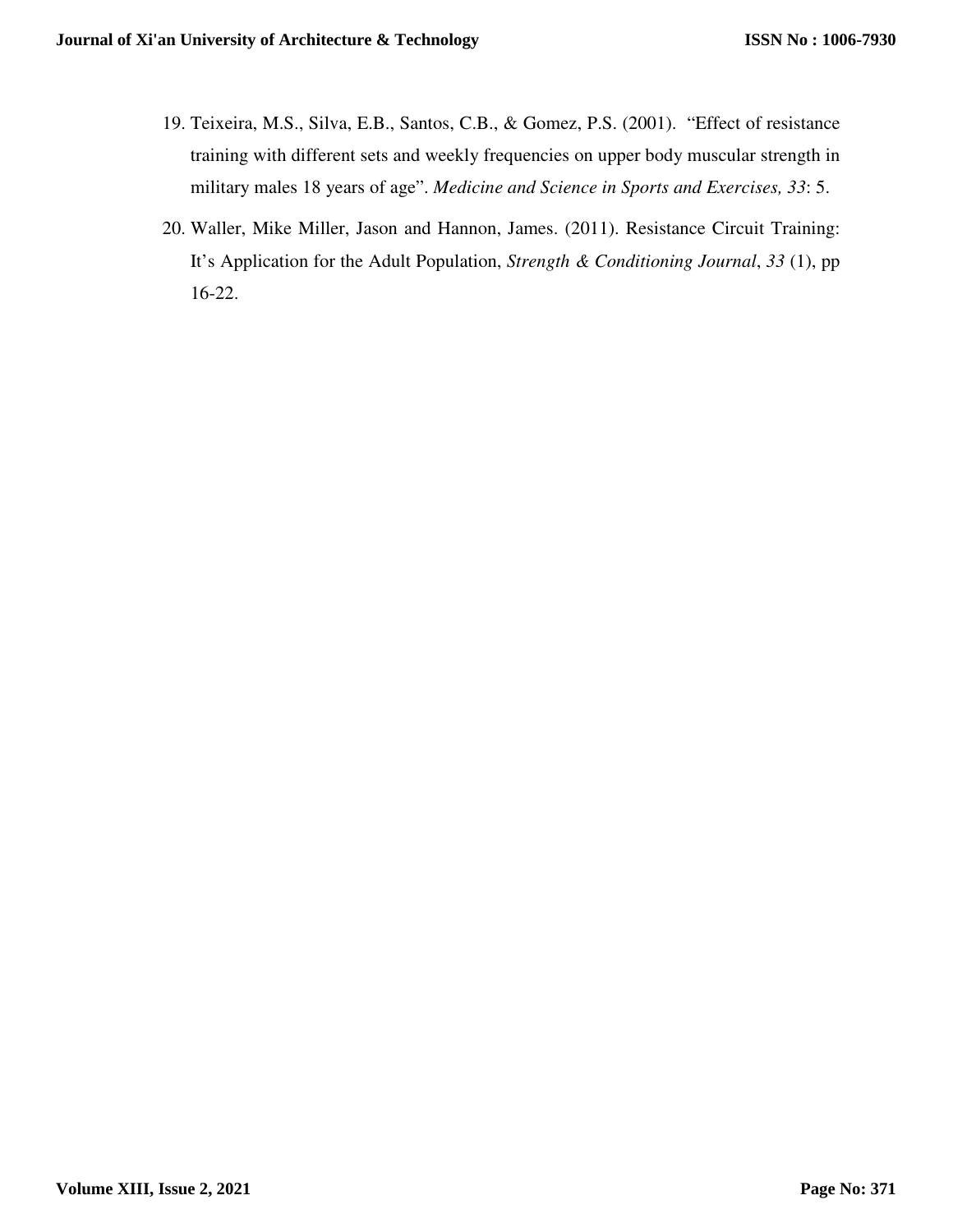19. Teixeira, M.S., Silva, E.B., Santos, C.B., & Gomez, P.S. (2001). "Effect of resistance training with different sets and weekly frequencies on upper body muscular strength in military males 18 years of age". *Medicine and Science in Sports and Exercises, 33*: 5.
20. Waller, Mike Miller, Jason and Hannon, James. (2011). Resistance Circuit Training: It's Application for the Adult Population, *Strength & Conditioning Journal*, *33* (1), pp 16-22.